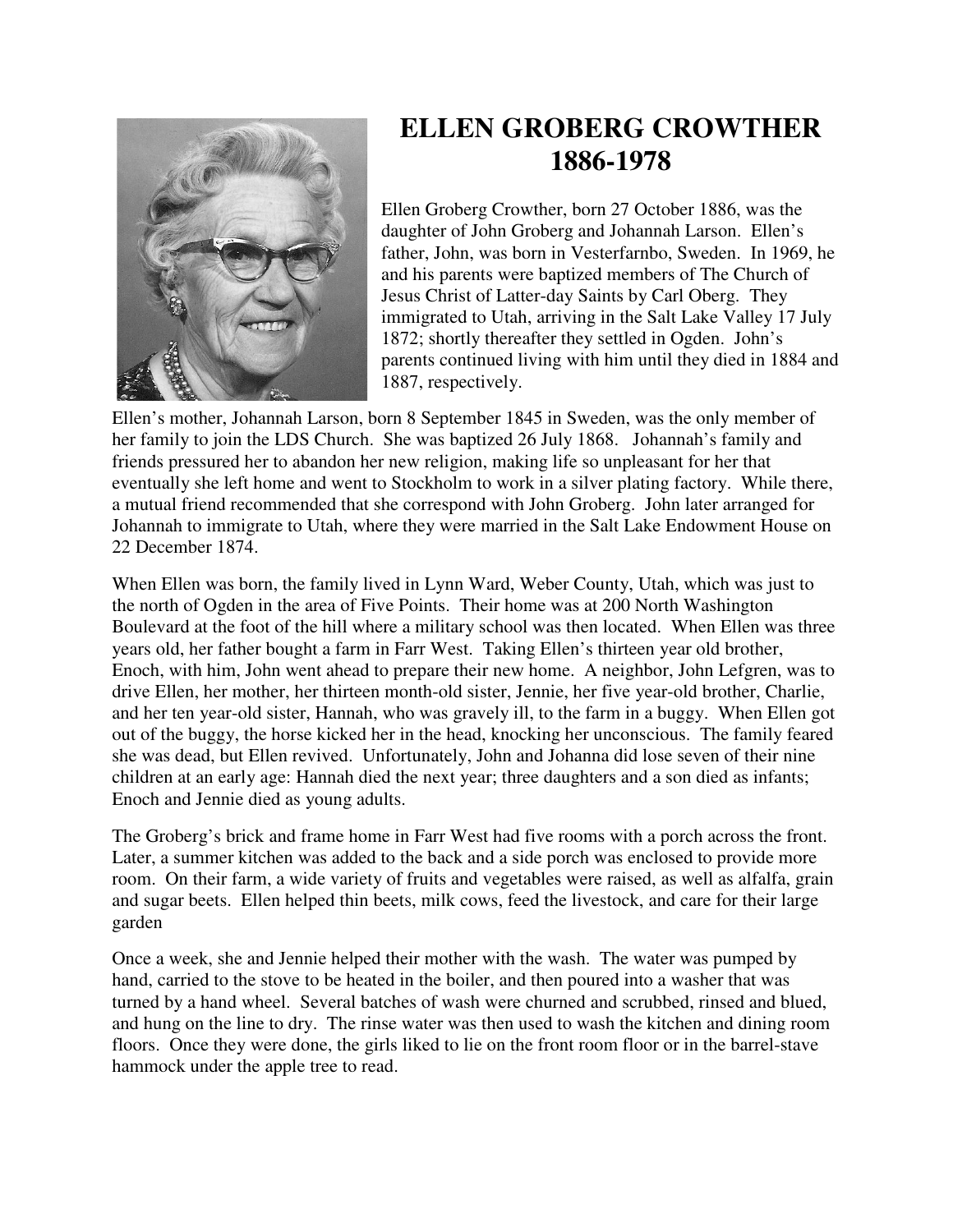# ELLEN GROBERG CROWTHER
# 1886-1978

Ellen Groberg Crowther, born 27 October 1886, was the daughter of John Groberg and Johannah Larson. Ellen's father, John, was born in Vesterfarnbo, Sweden. In 1969, he and his parents were baptized members of The Church of Jesus Christ of Latter-day Saints by Carl Oberg. They immigrated to Utah, arriving in the Salt Lake Valley 17 July 1872; shortly thereafter they settled in Ogden. John's parents continued living with him until they died in 1884 and 1887, respectively.

Ellen's mother, Johannah Larson, born 8 September 1845 in Sweden, was the only member of her family to join the LDS Church. She was baptized 26 July 1868. Johannah's family and friends pressured her to abandon her new religion, making life so unpleasant for her that eventually she left home and went to Stockholm to work in a silver plating factory. While there, a mutual friend recommended that she correspond with John Groberg. John later arranged for Johannah to immigrate to Utah, where they were married in the Salt Lake Endowment House on 22 December 1874.

When Ellen was born, the family lived in Lynn Ward, Weber County, Utah, which was just to the north of Ogden in the area of Five Points. Their home was at 200 North Washington Boulevard at the foot of the hill where a military school was then located. When Ellen was three years old, her father bought a farm in Farr West. Taking Ellen's thirteen year old brother, Enoch, with him, John went ahead to prepare their new home. A neighbor, John Lefgren, was to drive Ellen, her mother, her thirteen month-old sister, Jennie, her five year-old brother, Charlie, and her ten year-old sister, Hannah, who was gravely ill, to the farm in a buggy. When Ellen got out of the buggy, the horse kicked her in the head, knocking her unconscious. The family feared she was dead, but Ellen revived. Unfortunately, John and Johanna did lose seven of their nine children at an early age: Hannah died the next year; three daughters and a son died as infants; Enoch and Jennie died as young adults.

The Groberg's brick and frame home in Farr West had five rooms with a porch across the front. Later, a summer kitchen was added to the back and a side porch was enclosed to provide more room. On their farm, a wide variety of fruits and vegetables were raised, as well as alfalfa, grain and sugar beets. Ellen helped thin beets, milk cows, feed the livestock, and care for their large garden

Once a week, she and Jennie helped their mother with the wash. The water was pumped by hand, carried to the stove to be heated in the boiler, and then poured into a washer that was turned by a hand wheel. Several batches of wash were churned and scrubbed, rinsed and blued, and hung on the line to dry. The rinse water was then used to wash the kitchen and dining room floors. Once they were done, the girls liked to lie on the front room floor or in the barrel-stave hammock under the apple tree to read.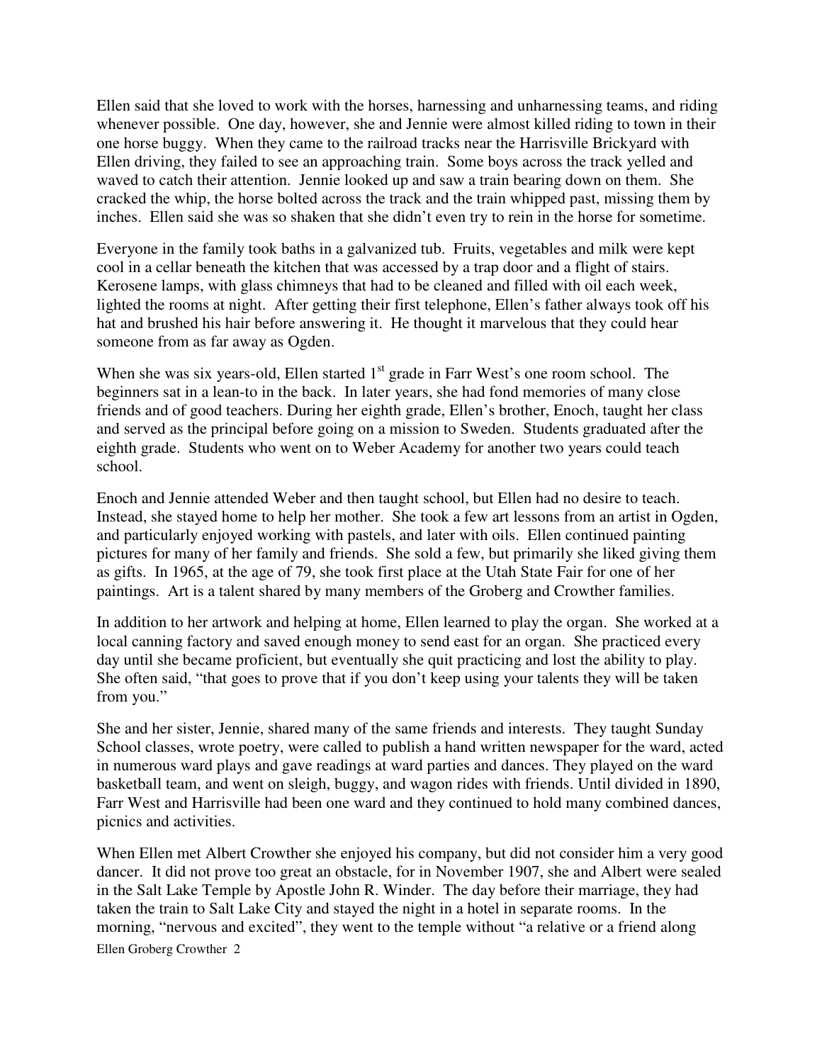Ellen said that she loved to work with the horses, harnessing and unharnessing teams, and riding whenever possible. One day, however, she and Jennie were almost killed riding to town in their one horse buggy. When they came to the railroad tracks near the Harrisville Brickyard with Ellen driving, they failed to see an approaching train. Some boys across the track yelled and waved to catch their attention. Jennie looked up and saw a train bearing down on them. She cracked the whip, the horse bolted across the track and the train whipped past, missing them by inches. Ellen said she was so shaken that she didn't even try to rein in the horse for sometime.

Everyone in the family took baths in a galvanized tub. Fruits, vegetables and milk were kept cool in a cellar beneath the kitchen that was accessed by a trap door and a flight of stairs. Kerosene lamps, with glass chimneys that had to be cleaned and filled with oil each week, lighted the rooms at night. After getting their first telephone, Ellen's father always took off his hat and brushed his hair before answering it. He thought it marvelous that they could hear someone from as far away as Ogden.

When she was six years-old, Ellen started 1st grade in Farr West's one room school. The beginners sat in a lean-to in the back. In later years, she had fond memories of many close friends and of good teachers. During her eighth grade, Ellen's brother, Enoch, taught her class and served as the principal before going on a mission to Sweden. Students graduated after the eighth grade. Students who went on to Weber Academy for another two years could teach school.

Enoch and Jennie attended Weber and then taught school, but Ellen had no desire to teach. Instead, she stayed home to help her mother. She took a few art lessons from an artist in Ogden, and particularly enjoyed working with pastels, and later with oils. Ellen continued painting pictures for many of her family and friends. She sold a few, but primarily she liked giving them as gifts. In 1965, at the age of 79, she took first place at the Utah State Fair for one of her paintings. Art is a talent shared by many members of the Groberg and Crowther families.

In addition to her artwork and helping at home, Ellen learned to play the organ. She worked at a local canning factory and saved enough money to send east for an organ. She practiced every day until she became proficient, but eventually she quit practicing and lost the ability to play. She often said, "that goes to prove that if you don't keep using your talents they will be taken from you."

She and her sister, Jennie, shared many of the same friends and interests. They taught Sunday School classes, wrote poetry, were called to publish a hand written newspaper for the ward, acted in numerous ward plays and gave readings at ward parties and dances. They played on the ward basketball team, and went on sleigh, buggy, and wagon rides with friends. Until divided in 1890, Farr West and Harrisville had been one ward and they continued to hold many combined dances, picnics and activities.

When Ellen met Albert Crowther she enjoyed his company, but did not consider him a very good dancer. It did not prove too great an obstacle, for in November 1907, she and Albert were sealed in the Salt Lake Temple by Apostle John R. Winder. The day before their marriage, they had taken the train to Salt Lake City and stayed the night in a hotel in separate rooms. In the morning, "nervous and excited", they went to the temple without "a relative or a friend along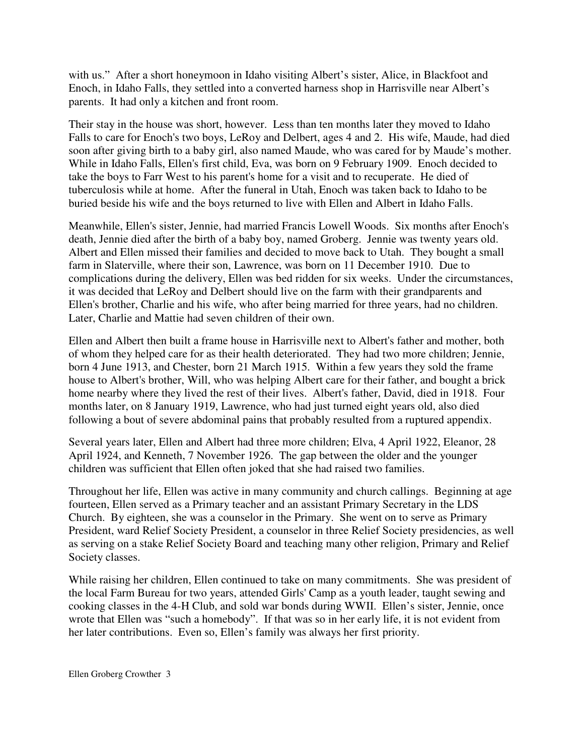with us." After a short honeymoon in Idaho visiting Albert's sister, Alice, in Blackfoot and Enoch, in Idaho Falls, they settled into a converted harness shop in Harrisville near Albert's parents. It had only a kitchen and front room.

Their stay in the house was short, however. Less than ten months later they moved to Idaho Falls to care for Enoch's two boys, LeRoy and Delbert, ages 4 and 2. His wife, Maude, had died soon after giving birth to a baby girl, also named Maude, who was cared for by Maude's mother. While in Idaho Falls, Ellen's first child, Eva, was born on 9 February 1909. Enoch decided to take the boys to Farr West to his parent's home for a visit and to recuperate. He died of tuberculosis while at home. After the funeral in Utah, Enoch was taken back to Idaho to be buried beside his wife and the boys returned to live with Ellen and Albert in Idaho Falls.

Meanwhile, Ellen's sister, Jennie, had married Francis Lowell Woods. Six months after Enoch's death, Jennie died after the birth of a baby boy, named Groberg. Jennie was twenty years old. Albert and Ellen missed their families and decided to move back to Utah. They bought a small farm in Slaterville, where their son, Lawrence, was born on 11 December 1910. Due to complications during the delivery, Ellen was bed ridden for six weeks. Under the circumstances, it was decided that LeRoy and Delbert should live on the farm with their grandparents and Ellen's brother, Charlie and his wife, who after being married for three years, had no children. Later, Charlie and Mattie had seven children of their own.

Ellen and Albert then built a frame house in Harrisville next to Albert's father and mother, both of whom they helped care for as their health deteriorated. They had two more children; Jennie, born 4 June 1913, and Chester, born 21 March 1915. Within a few years they sold the frame house to Albert's brother, Will, who was helping Albert care for their father, and bought a brick home nearby where they lived the rest of their lives. Albert's father, David, died in 1918. Four months later, on 8 January 1919, Lawrence, who had just turned eight years old, also died following a bout of severe abdominal pains that probably resulted from a ruptured appendix.

Several years later, Ellen and Albert had three more children; Elva, 4 April 1922, Eleanor, 28 April 1924, and Kenneth, 7 November 1926. The gap between the older and the younger children was sufficient that Ellen often joked that she had raised two families.

Throughout her life, Ellen was active in many community and church callings. Beginning at age fourteen, Ellen served as a Primary teacher and an assistant Primary Secretary in the LDS Church. By eighteen, she was a counselor in the Primary. She went on to serve as Primary President, ward Relief Society President, a counselor in three Relief Society presidencies, as well as serving on a stake Relief Society Board and teaching many other religion, Primary and Relief Society classes.

While raising her children, Ellen continued to take on many commitments. She was president of the local Farm Bureau for two years, attended Girls' Camp as a youth leader, taught sewing and cooking classes in the 4-H Club, and sold war bonds during WWII. Ellen's sister, Jennie, once wrote that Ellen was "such a homebody". If that was so in her early life, it is not evident from her later contributions. Even so, Ellen's family was always her first priority.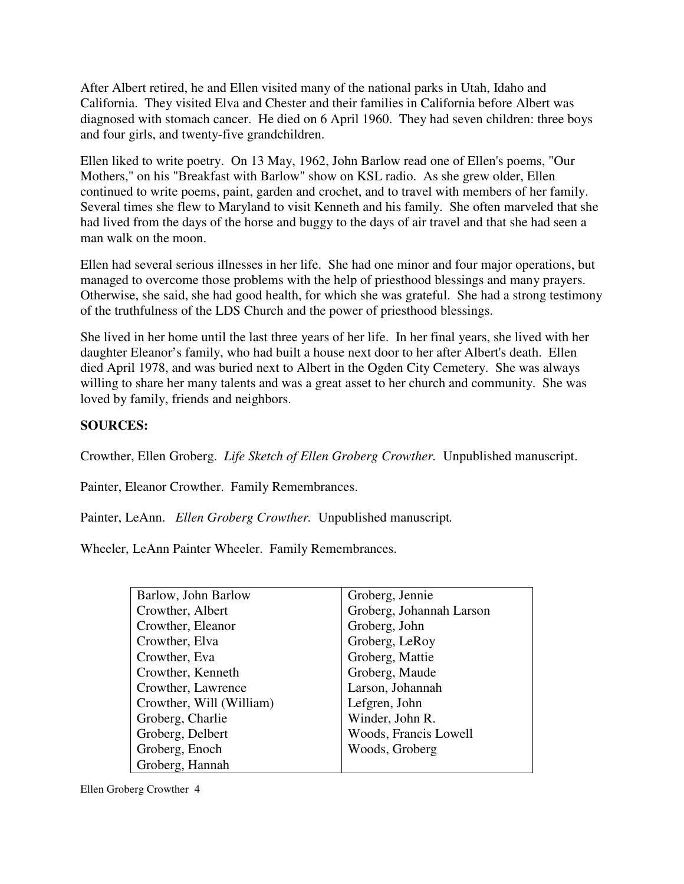After Albert retired, he and Ellen visited many of the national parks in Utah, Idaho and California. They visited Elva and Chester and their families in California before Albert was diagnosed with stomach cancer. He died on 6 April 1960. They had seven children: three boys and four girls, and twenty-five grandchildren.

Ellen liked to write poetry. On 13 May, 1962, John Barlow read one of Ellen's poems, "Our Mothers," on his "Breakfast with Barlow" show on KSL radio. As she grew older, Ellen continued to write poems, paint, garden and crochet, and to travel with members of her family. Several times she flew to Maryland to visit Kenneth and his family. She often marveled that she had lived from the days of the horse and buggy to the days of air travel and that she had seen a man walk on the moon.

Ellen had several serious illnesses in her life. She had one minor and four major operations, but managed to overcome those problems with the help of priesthood blessings and many prayers. Otherwise, she said, she had good health, for which she was grateful. She had a strong testimony of the truthfulness of the LDS Church and the power of priesthood blessings.

She lived in her home until the last three years of her life. In her final years, she lived with her daughter Eleanor's family, who had built a house next door to her after Albert's death. Ellen died April 1978, and was buried next to Albert in the Ogden City Cemetery. She was always willing to share her many talents and was a great asset to her church and community. She was loved by family, friends and neighbors.

**SOURCES:**

Crowther, Ellen Groberg. *Life Sketch of Ellen Groberg Crowther.* Unpublished manuscript.

Painter, Eleanor Crowther. Family Remembrances.

Painter, LeAnn. *Ellen Groberg Crowther.* Unpublished manuscript.

Wheeler, LeAnn Painter Wheeler. Family Remembrances.

| | |
|---|---|
| Barlow, John Barlow | Groberg, Jennie |
| Crowther, Albert | Groberg, Johannah Larson |
| Crowther, Eleanor | Groberg, John |
| Crowther, Elva | Groberg, LeRoy |
| Crowther, Eva | Groberg, Mattie |
| Crowther, Kenneth | Groberg, Maude |
| Crowther, Lawrence | Larson, Johannah |
| Crowther, Will (William) | Lefgren, John |
| Groberg, Charlie | Winder, John R. |
| Groberg, Delbert | Woods, Francis Lowell |
| Groberg, Enoch | Woods, Groberg |
| Groberg, Hannah | |